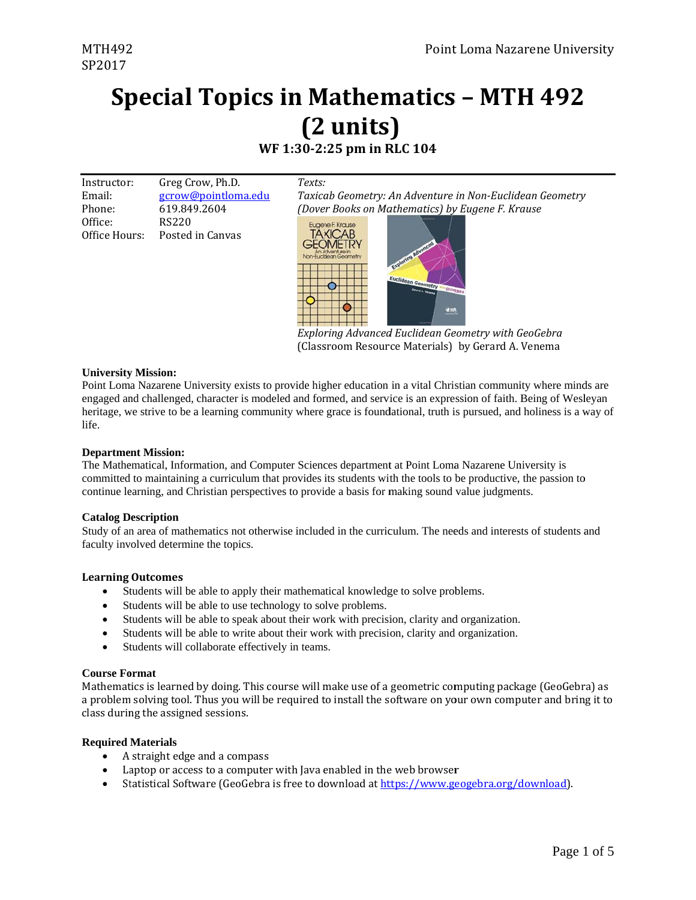# Special Topics in Mathematics – MTH 492 (2 units)

**WF 1:30-2:25 pm in RLC 104**

| | |
|---|---|
| Instructor: | Greg Crow, Ph.D. |
| Email: | gcrow@pointloma.edu |
| Phone: | 619.849.2604 |
| Office: | RS220 |
| Office Hours: | Posted in Canvas |

*Texts:*

*Taxicab Geometry: An Adventure in Non-Euclidean Geometry (Dover Books on Mathematics) by Eugene F. Krause*

*Exploring Advanced Euclidean Geometry with GeoGebra* (Classroom Resource Materials) by Gerard A. Venema

**University Mission:**
Point Loma Nazarene University exists to provide higher education in a vital Christian community where minds are engaged and challenged, character is modeled and formed, and service is an expression of faith. Being of Wesleyan heritage, we strive to be a learning community where grace is foundational, truth is pursued, and holiness is a way of life.

**Department Mission:**
The Mathematical, Information, and Computer Sciences department at Point Loma Nazarene University is committed to maintaining a curriculum that provides its students with the tools to be productive, the passion to continue learning, and Christian perspectives to provide a basis for making sound value judgments.

**Catalog Description**
Study of an area of mathematics not otherwise included in the curriculum. The needs and interests of students and faculty involved determine the topics.

**Learning Outcomes**

- Students will be able to apply their mathematical knowledge to solve problems.
- Students will be able to use technology to solve problems.
- Students will be able to speak about their work with precision, clarity and organization.
- Students will be able to write about their work with precision, clarity and organization.
- Students will collaborate effectively in teams.

**Course Format**
Mathematics is learned by doing. This course will make use of a geometric computing package (GeoGebra) as a problem solving tool. Thus you will be required to install the software on your own computer and bring it to class during the assigned sessions.

**Required Materials**

- A straight edge and a compass
- Laptop or access to a computer with Java enabled in the web browser
- Statistical Software (GeoGebra is free to download at https://www.geogebra.org/download).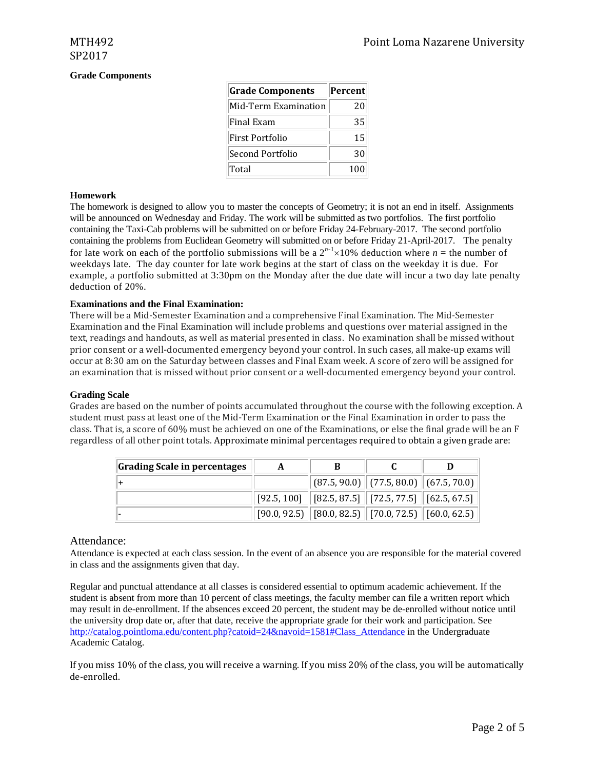### Grade Components

| Grade Components | Percent |
|---|---|
| Mid-Term Examination | 20 |
| Final Exam | 35 |
| First Portfolio | 15 |
| Second Portfolio | 30 |
| Total | 100 |

### Homework

The homework is designed to allow you to master the concepts of Geometry; it is not an end in itself. Assignments will be announced on Wednesday and Friday. The work will be submitted as two portfolios. The first portfolio containing the Taxi-Cab problems will be submitted on or before Friday 24-February-2017. The second portfolio containing the problems from Euclidean Geometry will submitted on or before Friday 21-April-2017. The penalty for late work on each of the portfolio submissions will be a $2^{n-1}\times 10\%$ deduction where $n$ = the number of weekdays late. The day counter for late work begins at the start of class on the weekday it is due. For example, a portfolio submitted at 3:30pm on the Monday after the due date will incur a two day late penalty deduction of 20%.

### Examinations and the Final Examination:

There will be a Mid-Semester Examination and a comprehensive Final Examination. The Mid-Semester Examination and the Final Examination will include problems and questions over material assigned in the text, readings and handouts, as well as material presented in class. No examination shall be missed without prior consent or a well-documented emergency beyond your control. In such cases, all make-up exams will occur at 8:30 am on the Saturday between classes and Final Exam week. A score of zero will be assigned for an examination that is missed without prior consent or a well-documented emergency beyond your control.

### Grading Scale

Grades are based on the number of points accumulated throughout the course with the following exception. A student must pass at least one of the Mid-Term Examination or the Final Examination in order to pass the class. That is, a score of 60% must be achieved on one of the Examinations, or else the final grade will be an F regardless of all other point totals. Approximate minimal percentages required to obtain a given grade are:

| Grading Scale in percentages | A | B | C | D |
|---|---|---|---|---|
| + | | (87.5, 90.0) | (77.5, 80.0) | (67.5, 70.0) |
| | [92.5, 100] | [82.5, 87.5] | [72.5, 77.5] | [62.5, 67.5] |
| - | [90.0, 92.5) | [80.0, 82.5) | [70.0, 72.5) | [60.0, 62.5) |

## Attendance:

Attendance is expected at each class session. In the event of an absence you are responsible for the material covered in class and the assignments given that day.

Regular and punctual attendance at all classes is considered essential to optimum academic achievement. If the student is absent from more than 10 percent of class meetings, the faculty member can file a written report which may result in de-enrollment. If the absences exceed 20 percent, the student may be de-enrolled without notice until the university drop date or, after that date, receive the appropriate grade for their work and participation. See http://catalog.pointloma.edu/content.php?catoid=24&navoid=1581#Class_Attendance in the Undergraduate Academic Catalog.

If you miss 10% of the class, you will receive a warning. If you miss 20% of the class, you will be automatically de-enrolled.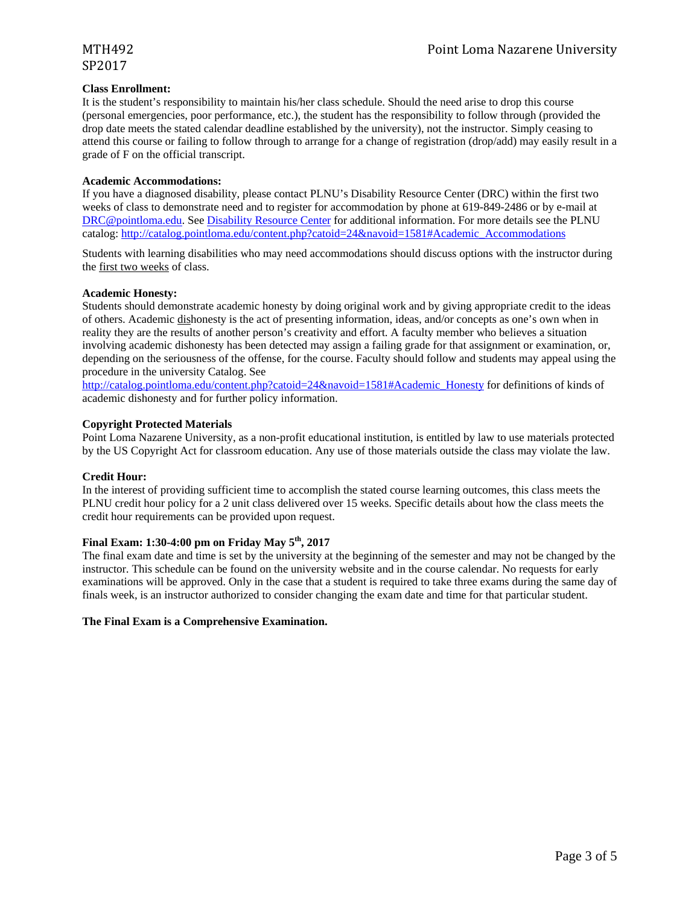**Class Enrollment:**
It is the student's responsibility to maintain his/her class schedule. Should the need arise to drop this course (personal emergencies, poor performance, etc.), the student has the responsibility to follow through (provided the drop date meets the stated calendar deadline established by the university), not the instructor. Simply ceasing to attend this course or failing to follow through to arrange for a change of registration (drop/add) may easily result in a grade of F on the official transcript.

**Academic Accommodations:**
If you have a diagnosed disability, please contact PLNU's Disability Resource Center (DRC) within the first two weeks of class to demonstrate need and to register for accommodation by phone at 619-849-2486 or by e-mail at DRC@pointloma.edu. See Disability Resource Center for additional information. For more details see the PLNU catalog: http://catalog.pointloma.edu/content.php?catoid=24&navoid=1581#Academic_Accommodations

Students with learning disabilities who may need accommodations should discuss options with the instructor during the first two weeks of class.

**Academic Honesty:**
Students should demonstrate academic honesty by doing original work and by giving appropriate credit to the ideas of others. Academic dishonesty is the act of presenting information, ideas, and/or concepts as one's own when in reality they are the results of another person's creativity and effort. A faculty member who believes a situation involving academic dishonesty has been detected may assign a failing grade for that assignment or examination, or, depending on the seriousness of the offense, for the course. Faculty should follow and students may appeal using the procedure in the university Catalog. See http://catalog.pointloma.edu/content.php?catoid=24&navoid=1581#Academic_Honesty for definitions of kinds of academic dishonesty and for further policy information.

**Copyright Protected Materials**
Point Loma Nazarene University, as a non-profit educational institution, is entitled by law to use materials protected by the US Copyright Act for classroom education. Any use of those materials outside the class may violate the law.

**Credit Hour:**
In the interest of providing sufficient time to accomplish the stated course learning outcomes, this class meets the PLNU credit hour policy for a 2 unit class delivered over 15 weeks. Specific details about how the class meets the credit hour requirements can be provided upon request.

**Final Exam: 1:30-4:00 pm on Friday May 5th, 2017**
The final exam date and time is set by the university at the beginning of the semester and may not be changed by the instructor. This schedule can be found on the university website and in the course calendar. No requests for early examinations will be approved. Only in the case that a student is required to take three exams during the same day of finals week, is an instructor authorized to consider changing the exam date and time for that particular student.

**The Final Exam is a Comprehensive Examination.**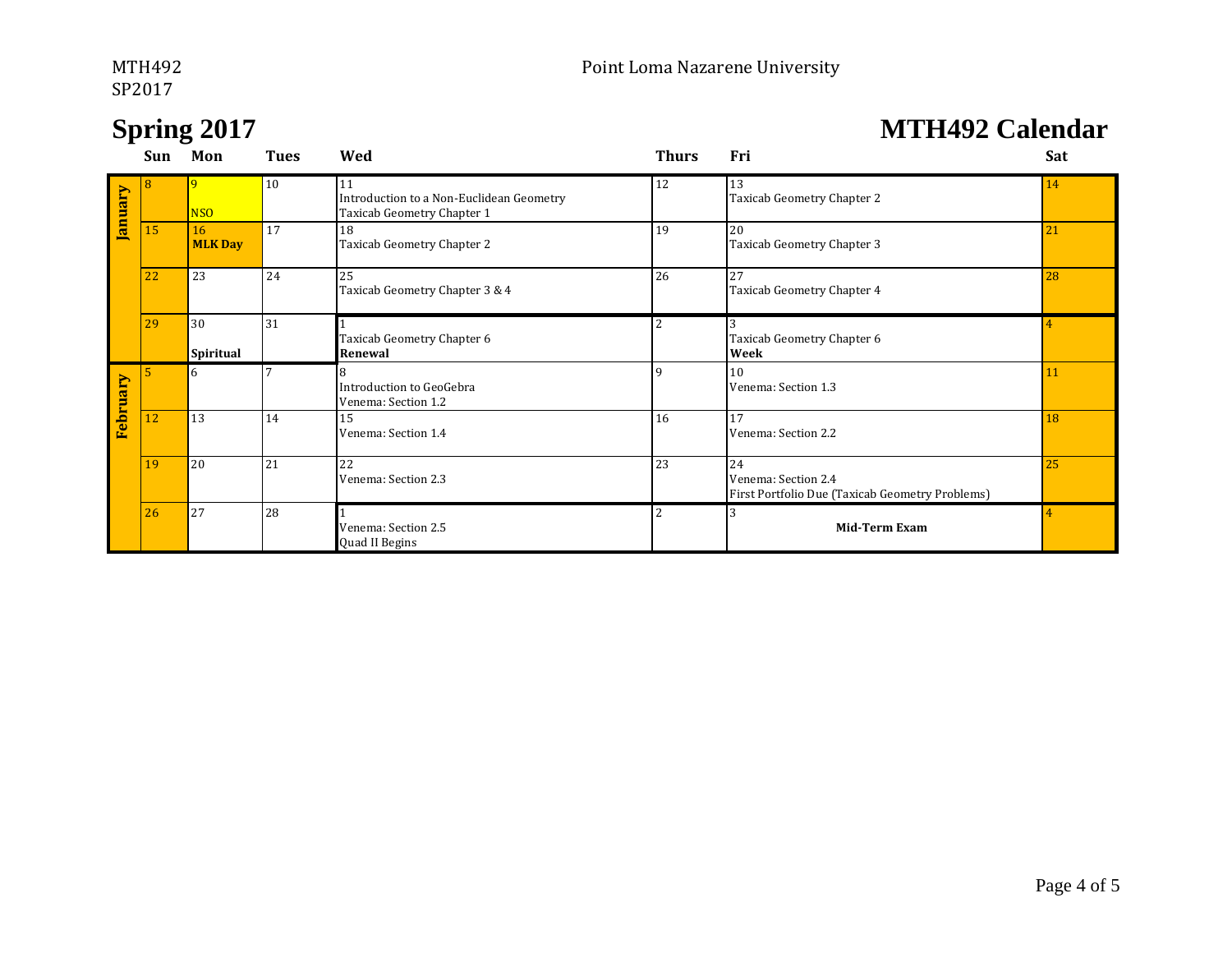MTH492
SP2017

Point Loma Nazarene University

# Spring 2017

# MTH492 Calendar

| | Sun | Mon | Tues | Wed | Thurs | Fri | Sat |
|---|---|---|---|---|---|---|---|
| **January** | 8 | 9 NSO | 10 | 11 Introduction to a Non-Euclidean Geometry Taxicab Geometry Chapter 1 | 12 | 13 Taxicab Geometry Chapter 2 | 14 |
| | 15 | 16 **MLK Day** | 17 | 18 Taxicab Geometry Chapter 2 | 19 | 20 Taxicab Geometry Chapter 3 | 21 |
| | 22 | 23 | 24 | 25 Taxicab Geometry Chapter 3 & 4 | 26 | 27 Taxicab Geometry Chapter 4 | 28 |
| | 29 | 30 **Spiritual** | 31 | 1 Taxicab Geometry Chapter 6 **Renewal** | 2 | 3 Taxicab Geometry Chapter 6 **Week** | 4 |
| **February** | 5 | 6 | 7 | 8 Introduction to GeoGebra Venema: Section 1.2 | 9 | 10 Venema: Section 1.3 | 11 |
| | 12 | 13 | 14 | 15 Venema: Section 1.4 | 16 | 17 Venema: Section 2.2 | 18 |
| | 19 | 20 | 21 | 22 Venema: Section 2.3 | 23 | 24 Venema: Section 2.4 First Portfolio Due (Taxicab Geometry Problems) | 25 |
| | 26 | 27 | 28 | 1 Venema: Section 2.5 Quad II Begins | 2 | 3 **Mid-Term Exam** | 4 |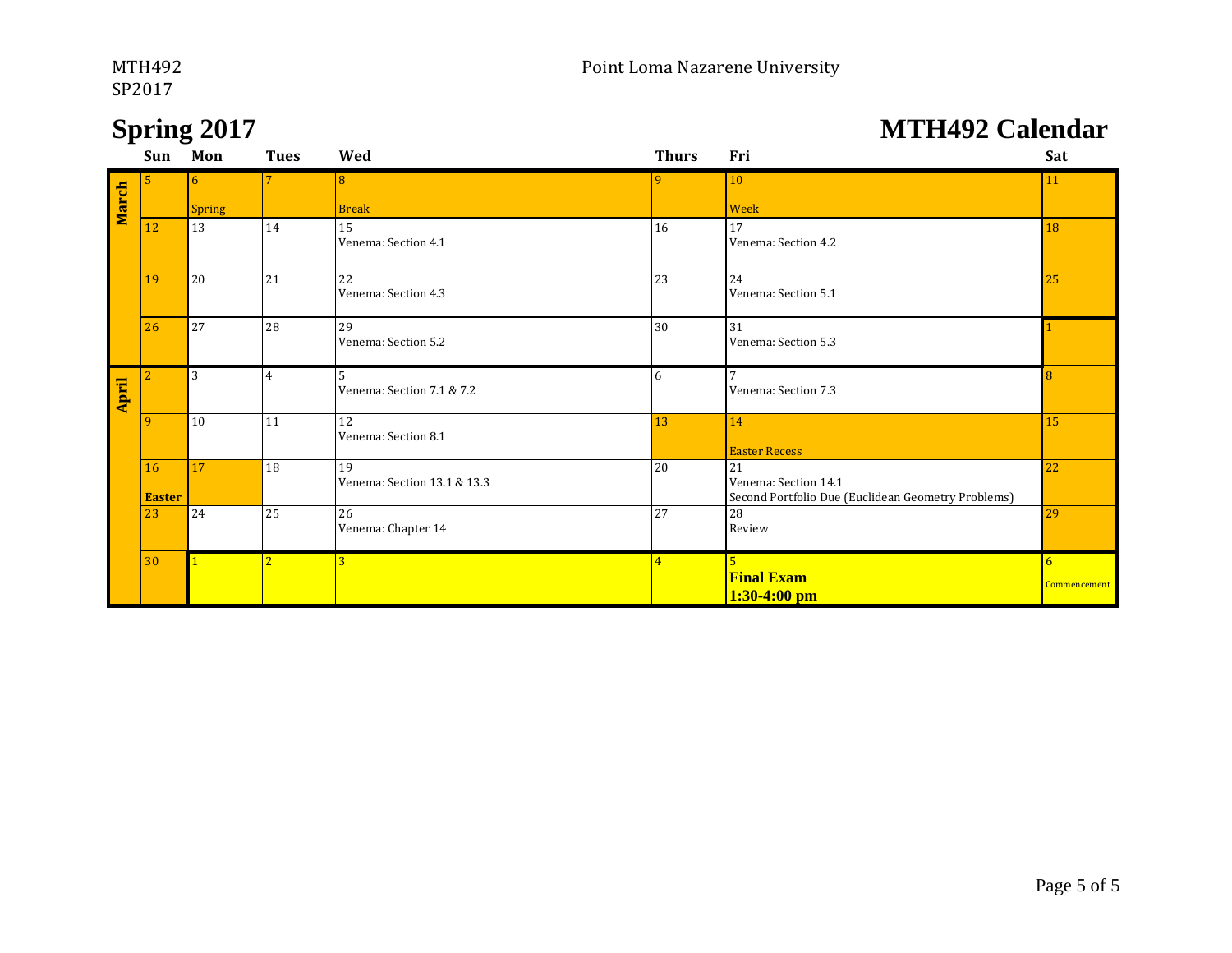MTH492
SP2017

Point Loma Nazarene University

# Spring 2017

# MTH492 Calendar

| | Sun | Mon | Tues | Wed | Thurs | Fri | Sat |
|---|---|---|---|---|---|---|---|
| March | 5 | 6<br>Spring | 7 | 8<br>Break | 9 | 10<br>Week | 11 |
| | 12 | 13 | 14 | 15<br>Venema: Section 4.1 | 16 | 17<br>Venema: Section 4.2 | 18 |
| | 19 | 20 | 21 | 22<br>Venema: Section 4.3 | 23 | 24<br>Venema: Section 5.1 | 25 |
| | 26 | 27 | 28 | 29<br>Venema: Section 5.2 | 30 | 31<br>Venema: Section 5.3 | 1 |
| April | 2 | 3 | 4 | 5<br>Venema: Section 7.1 & 7.2 | 6 | 7<br>Venema: Section 7.3 | 8 |
| | 9 | 10 | 11 | 12<br>Venema: Section 8.1 | 13 | 14<br>Easter Recess | 15 |
| | 16<br>**Easter** | 17 | 18 | 19<br>Venema: Section 13.1 & 13.3 | 20 | 21<br>Venema: Section 14.1<br>Second Portfolio Due (Euclidean Geometry Problems) | 22 |
| | 23 | 24 | 25 | 26<br>Venema: Chapter 14 | 27 | 28<br>Review | 29 |
| | 30 | 1 | 2 | 3 | 4 | 5<br>**Final Exam**<br>**1:30-4:00 pm** | 6<br>Commencement |